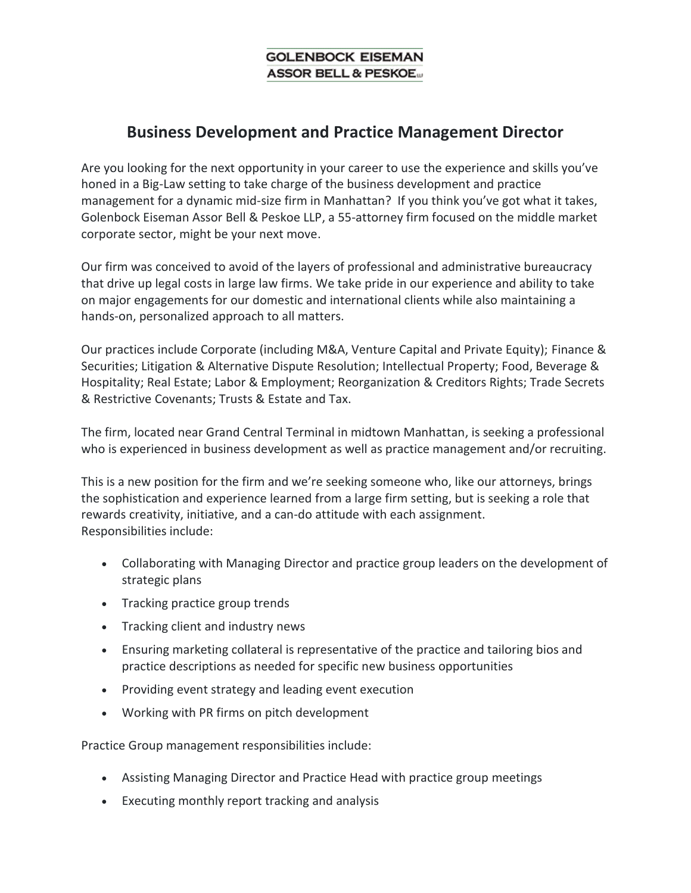GOLENBOCK EISEMAN
ASSOR BELL & PESKOE LLP

# Business Development and Practice Management Director

Are you looking for the next opportunity in your career to use the experience and skills you've honed in a Big-Law setting to take charge of the business development and practice management for a dynamic mid-size firm in Manhattan? If you think you've got what it takes, Golenbock Eiseman Assor Bell & Peskoe LLP, a 55-attorney firm focused on the middle market corporate sector, might be your next move.

Our firm was conceived to avoid of the layers of professional and administrative bureaucracy that drive up legal costs in large law firms. We take pride in our experience and ability to take on major engagements for our domestic and international clients while also maintaining a hands-on, personalized approach to all matters.

Our practices include Corporate (including M&A, Venture Capital and Private Equity); Finance & Securities; Litigation & Alternative Dispute Resolution; Intellectual Property; Food, Beverage & Hospitality; Real Estate; Labor & Employment; Reorganization & Creditors Rights; Trade Secrets & Restrictive Covenants; Trusts & Estate and Tax.

The firm, located near Grand Central Terminal in midtown Manhattan, is seeking a professional who is experienced in business development as well as practice management and/or recruiting.

This is a new position for the firm and we're seeking someone who, like our attorneys, brings the sophistication and experience learned from a large firm setting, but is seeking a role that rewards creativity, initiative, and a can-do attitude with each assignment.
Responsibilities include:

- Collaborating with Managing Director and practice group leaders on the development of strategic plans
- Tracking practice group trends
- Tracking client and industry news
- Ensuring marketing collateral is representative of the practice and tailoring bios and practice descriptions as needed for specific new business opportunities
- Providing event strategy and leading event execution
- Working with PR firms on pitch development

Practice Group management responsibilities include:

- Assisting Managing Director and Practice Head with practice group meetings
- Executing monthly report tracking and analysis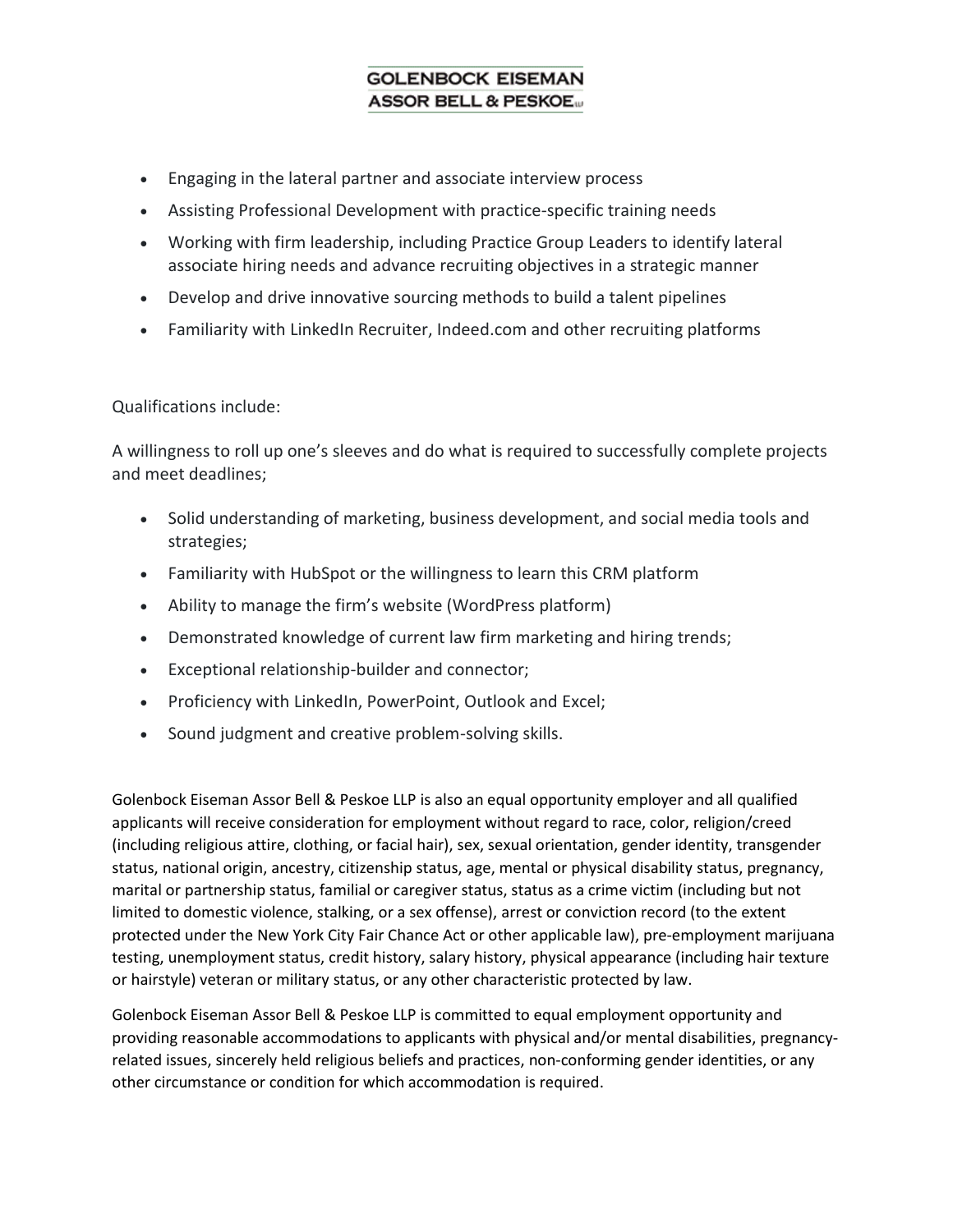- Engaging in the lateral partner and associate interview process
- Assisting Professional Development with practice-specific training needs
- Working with firm leadership, including Practice Group Leaders to identify lateral associate hiring needs and advance recruiting objectives in a strategic manner
- Develop and drive innovative sourcing methods to build a talent pipelines
- Familiarity with LinkedIn Recruiter, Indeed.com and other recruiting platforms

Qualifications include:

A willingness to roll up one's sleeves and do what is required to successfully complete projects and meet deadlines;

- Solid understanding of marketing, business development, and social media tools and strategies;
- Familiarity with HubSpot or the willingness to learn this CRM platform
- Ability to manage the firm's website (WordPress platform)
- Demonstrated knowledge of current law firm marketing and hiring trends;
- Exceptional relationship-builder and connector;
- Proficiency with LinkedIn, PowerPoint, Outlook and Excel;
- Sound judgment and creative problem-solving skills.

Golenbock Eiseman Assor Bell & Peskoe LLP is also an equal opportunity employer and all qualified applicants will receive consideration for employment without regard to race, color, religion/creed (including religious attire, clothing, or facial hair), sex, sexual orientation, gender identity, transgender status, national origin, ancestry, citizenship status, age, mental or physical disability status, pregnancy, marital or partnership status, familial or caregiver status, status as a crime victim (including but not limited to domestic violence, stalking, or a sex offense), arrest or conviction record (to the extent protected under the New York City Fair Chance Act or other applicable law), pre-employment marijuana testing, unemployment status, credit history, salary history, physical appearance (including hair texture or hairstyle) veteran or military status, or any other characteristic protected by law.

Golenbock Eiseman Assor Bell & Peskoe LLP is committed to equal employment opportunity and providing reasonable accommodations to applicants with physical and/or mental disabilities, pregnancy-related issues, sincerely held religious beliefs and practices, non-conforming gender identities, or any other circumstance or condition for which accommodation is required.